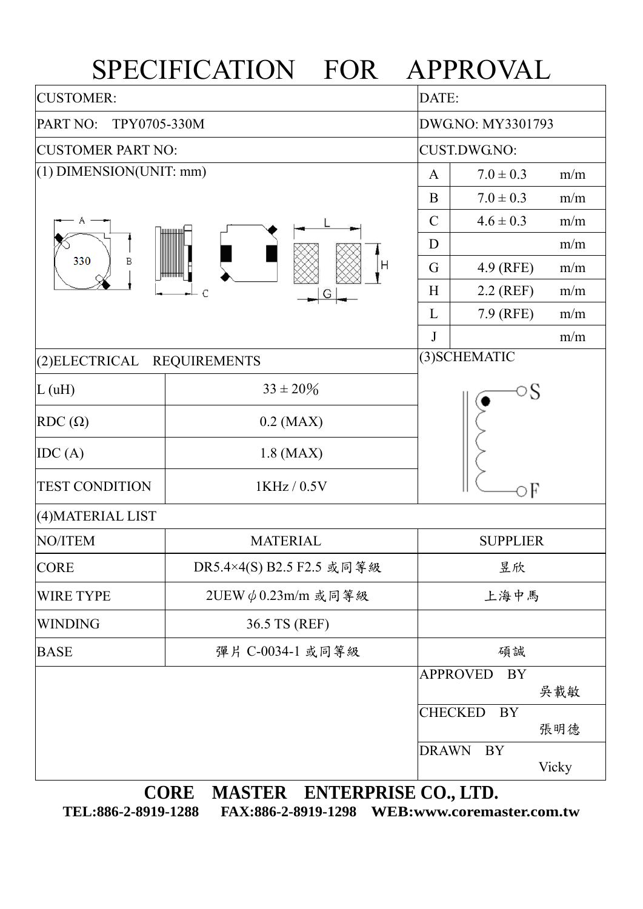# SPECIFICATION FOR APPROVAL

| | |
|---|---|
| CUSTOMER: | DATE: |
| PART NO: TPY0705-330M | DWG.NO: MY3301793 |
| CUSTOMER PART NO: | CUST.DWG.NO: |

(1) DIMENSION(UNIT: mm)

A B 330 C L G H

| | | |
|---|---|---|
| A | 7.0 ± 0.3 | m/m |
| B | 7.0 ± 0.3 | m/m |
| C | 4.6 ± 0.3 | m/m |
| D | | m/m |
| G | 4.9 (RFE) | m/m |
| H | 2.2 (REF) | m/m |
| L | 7.9 (RFE) | m/m |
| J | | m/m |

(2)ELECTRICAL REQUIREMENTS

| | |
|---|---|
| L (uH) | 33 ± 20% |
| RDC (Ω) | 0.2 (MAX) |
| IDC (A) | 1.8 (MAX) |
| TEST CONDITION | 1KHz / 0.5V |

(3)SCHEMATIC

S

F

(4)MATERIAL LIST

| NO/ITEM | MATERIAL | SUPPLIER |
|---|---|---|
| CORE | DR5.4×4(S) B2.5 F2.5 或同等級 | 昱欣 |
| WIRE TYPE | 2UEW $\phi$0.23m/m 或同等級 | 上海中馬 |
| WINDING | 36.5 TS (REF) | |
| BASE | 彈片 C-0034-1 或同等級 | 碩誠 |

| | |
|---|---|
| APPROVED BY | 吳載敏 |
| CHECKED BY | 張明德 |
| DRAWN BY | Vicky |

**CORE MASTER ENTERPRISE CO., LTD.**

**TEL:886-2-8919-1288 FAX:886-2-8919-1298 WEB:www.coremaster.com.tw**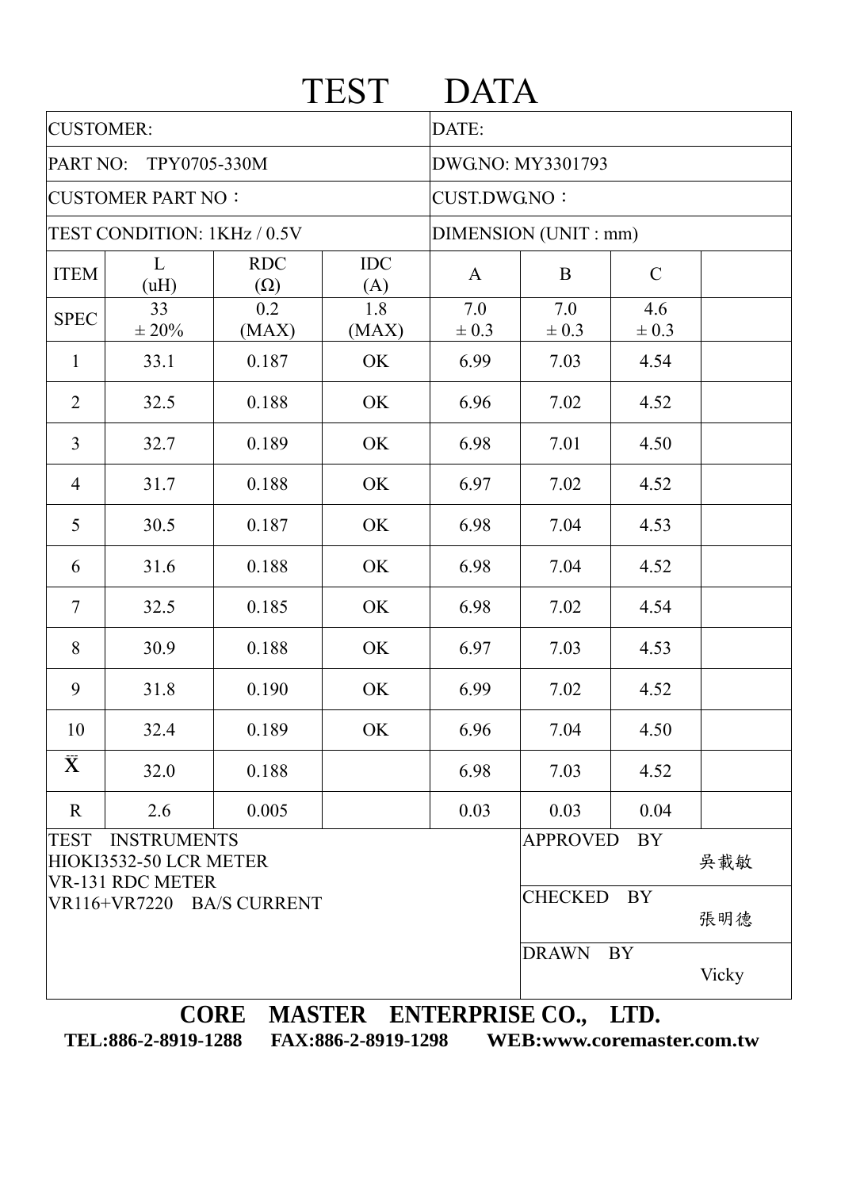# TEST DATA

| | | | |
|---|---|---|---|
| CUSTOMER: | | DATE: | |
| PART NO: TPY0705-330M | | DWG.NO: MY3301793 | |
| CUSTOMER PART NO： | | CUST.DWG.NO： | |
| TEST CONDITION: 1KHz / 0.5V | | DIMENSION (UNIT : mm) | |

| ITEM | L (uH) | RDC (Ω) | IDC (A) | A | B | C | |
|---|---|---|---|---|---|---|---|
| SPEC | 33 ± 20% | 0.2 (MAX) | 1.8 (MAX) | 7.0 ± 0.3 | 7.0 ± 0.3 | 4.6 ± 0.3 | |
| 1 | 33.1 | 0.187 | OK | 6.99 | 7.03 | 4.54 | |
| 2 | 32.5 | 0.188 | OK | 6.96 | 7.02 | 4.52 | |
| 3 | 32.7 | 0.189 | OK | 6.98 | 7.01 | 4.50 | |
| 4 | 31.7 | 0.188 | OK | 6.97 | 7.02 | 4.52 | |
| 5 | 30.5 | 0.187 | OK | 6.98 | 7.04 | 4.53 | |
| 6 | 31.6 | 0.188 | OK | 6.98 | 7.04 | 4.52 | |
| 7 | 32.5 | 0.185 | OK | 6.98 | 7.02 | 4.54 | |
| 8 | 30.9 | 0.188 | OK | 6.97 | 7.03 | 4.53 | |
| 9 | 31.8 | 0.190 | OK | 6.99 | 7.02 | 4.52 | |
| 10 | 32.4 | 0.189 | OK | 6.96 | 7.04 | 4.50 | |
| $\bar{\bar{X}}$ | 32.0 | 0.188 | | 6.98 | 7.03 | 4.52 | |
| R | 2.6 | 0.005 | | 0.03 | 0.03 | 0.04 | |

| | |
|---|---|
| TEST INSTRUMENTS<br>HIOKI3532-50 LCR METER<br>VR-131 RDC METER<br>VR116+VR7220 BA/S CURRENT | APPROVED BY 吳載敏 |
| | CHECKED BY 張明德 |
| | DRAWN BY Vicky |

**CORE MASTER ENTERPRISE CO., LTD.**

**TEL:886-2-8919-1288 FAX:886-2-8919-1298 WEB:www.coremaster.com.tw**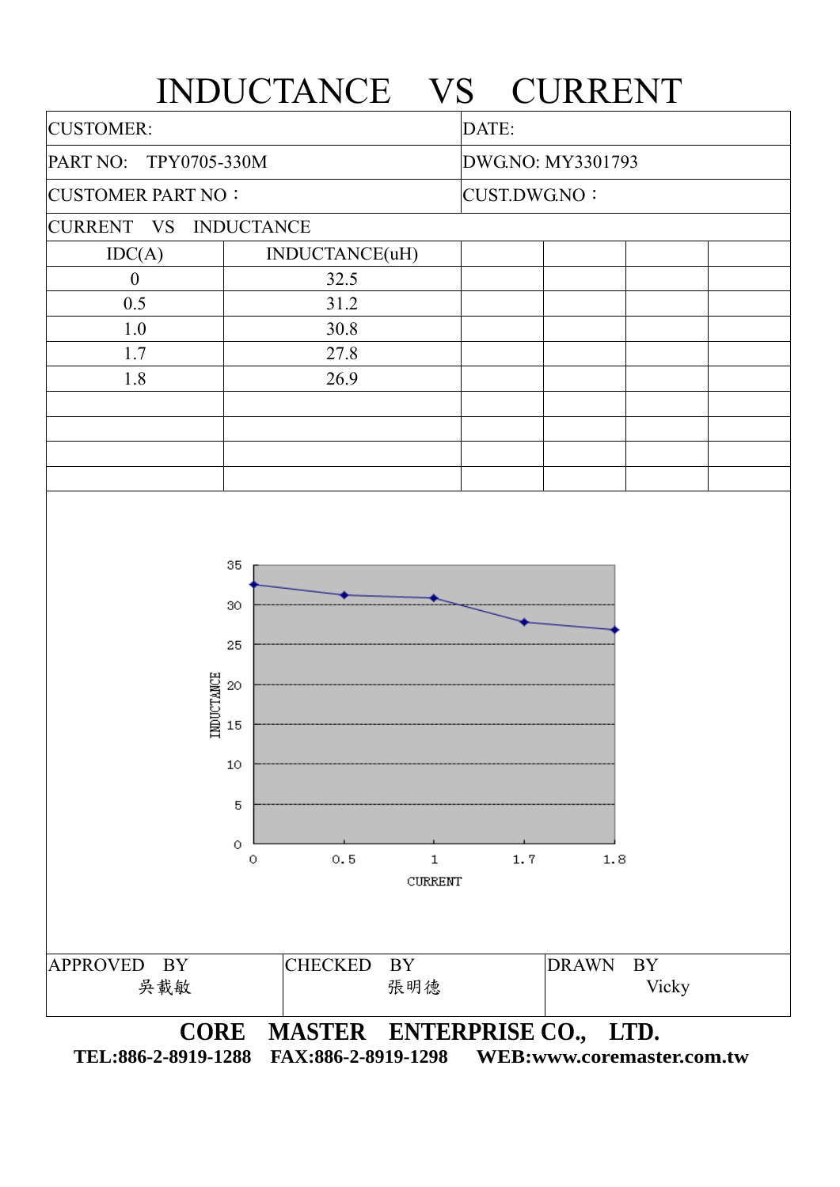# INDUCTANCE VS CURRENT

| | |
|---|---|
| CUSTOMER: | DATE: |
| PART NO: TPY0705-330M | DWG.NO: MY3301793 |
| CUSTOMER PART NO： | CUST.DWG.NO： |

CURRENT VS INDUCTANCE

| IDC(A) | INDUCTANCE(uH) | | | | |
|---|---|---|---|---|---|
| 0 | 32.5 | | | | |
| 0.5 | 31.2 | | | | |
| 1.0 | 30.8 | | | | |
| 1.7 | 27.8 | | | | |
| 1.8 | 26.9 | | | | |
| | | | | | |
| | | | | | |
| | | | | | |
| | | | | | |

INDUCTANCE
35
30
25
20
15
10
5
0
0
0.5
1
1.7
1.8
CURRENT

| | | |
|---|---|---|
| APPROVED BY 吳載敏 | CHECKED BY 張明德 | DRAWN BY Vicky |

**CORE MASTER ENTERPRISE CO., LTD.**

**TEL:886-2-8919-1288 FAX:886-2-8919-1298 WEB:www.coremaster.com.tw**